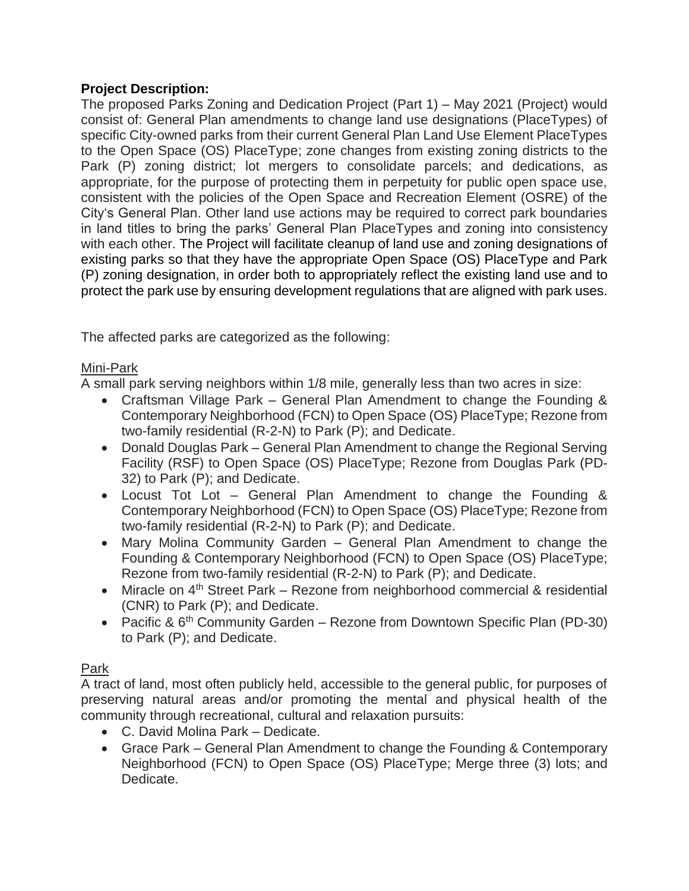**Project Description:**

The proposed Parks Zoning and Dedication Project (Part 1) – May 2021 (Project) would consist of: General Plan amendments to change land use designations (PlaceTypes) of specific City-owned parks from their current General Plan Land Use Element PlaceTypes to the Open Space (OS) PlaceType; zone changes from existing zoning districts to the Park (P) zoning district; lot mergers to consolidate parcels; and dedications, as appropriate, for the purpose of protecting them in perpetuity for public open space use, consistent with the policies of the Open Space and Recreation Element (OSRE) of the City's General Plan. Other land use actions may be required to correct park boundaries in land titles to bring the parks' General Plan PlaceTypes and zoning into consistency with each other. The Project will facilitate cleanup of land use and zoning designations of existing parks so that they have the appropriate Open Space (OS) PlaceType and Park (P) zoning designation, in order both to appropriately reflect the existing land use and to protect the park use by ensuring development regulations that are aligned with park uses.

The affected parks are categorized as the following:

<u>Mini-Park</u>

A small park serving neighbors within 1/8 mile, generally less than two acres in size:

- Craftsman Village Park – General Plan Amendment to change the Founding & Contemporary Neighborhood (FCN) to Open Space (OS) PlaceType; Rezone from two-family residential (R-2-N) to Park (P); and Dedicate.
- Donald Douglas Park – General Plan Amendment to change the Regional Serving Facility (RSF) to Open Space (OS) PlaceType; Rezone from Douglas Park (PD-32) to Park (P); and Dedicate.
- Locust Tot Lot – General Plan Amendment to change the Founding & Contemporary Neighborhood (FCN) to Open Space (OS) PlaceType; Rezone from two-family residential (R-2-N) to Park (P); and Dedicate.
- Mary Molina Community Garden – General Plan Amendment to change the Founding & Contemporary Neighborhood (FCN) to Open Space (OS) PlaceType; Rezone from two-family residential (R-2-N) to Park (P); and Dedicate.
- Miracle on 4th Street Park – Rezone from neighborhood commercial & residential (CNR) to Park (P); and Dedicate.
- Pacific & 6th Community Garden – Rezone from Downtown Specific Plan (PD-30) to Park (P); and Dedicate.

<u>Park</u>

A tract of land, most often publicly held, accessible to the general public, for purposes of preserving natural areas and/or promoting the mental and physical health of the community through recreational, cultural and relaxation pursuits:

- C. David Molina Park – Dedicate.
- Grace Park – General Plan Amendment to change the Founding & Contemporary Neighborhood (FCN) to Open Space (OS) PlaceType; Merge three (3) lots; and Dedicate.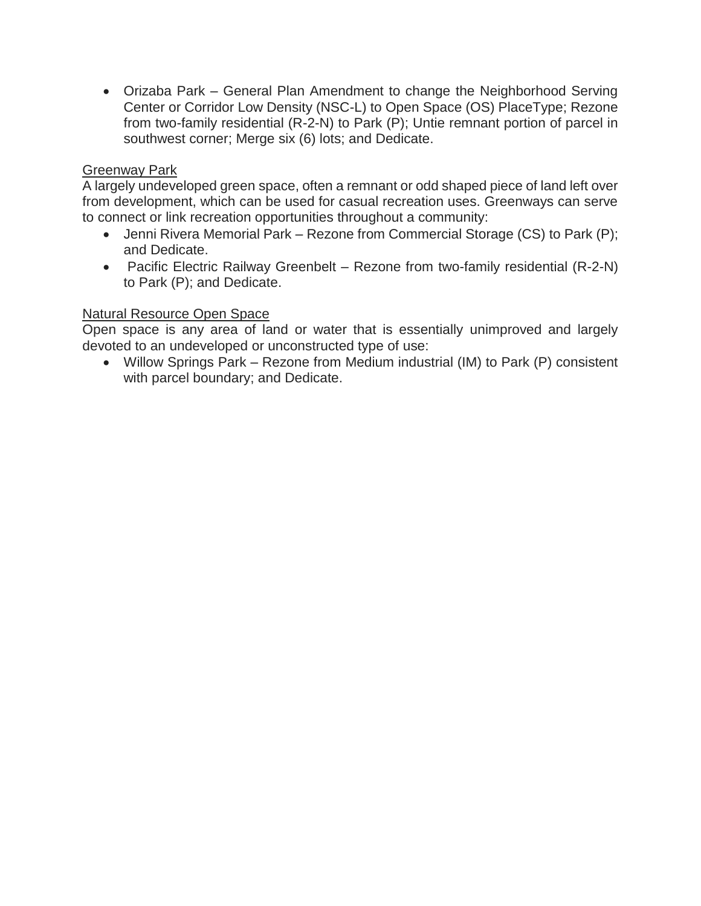- Orizaba Park – General Plan Amendment to change the Neighborhood Serving Center or Corridor Low Density (NSC-L) to Open Space (OS) PlaceType; Rezone from two-family residential (R-2-N) to Park (P); Untie remnant portion of parcel in southwest corner; Merge six (6) lots; and Dedicate.

<u>Greenway Park</u>

A largely undeveloped green space, often a remnant or odd shaped piece of land left over from development, which can be used for casual recreation uses. Greenways can serve to connect or link recreation opportunities throughout a community:

- Jenni Rivera Memorial Park – Rezone from Commercial Storage (CS) to Park (P); and Dedicate.
- Pacific Electric Railway Greenbelt – Rezone from two-family residential (R-2-N) to Park (P); and Dedicate.

<u>Natural Resource Open Space</u>

Open space is any area of land or water that is essentially unimproved and largely devoted to an undeveloped or unconstructed type of use:

- Willow Springs Park – Rezone from Medium industrial (IM) to Park (P) consistent with parcel boundary; and Dedicate.